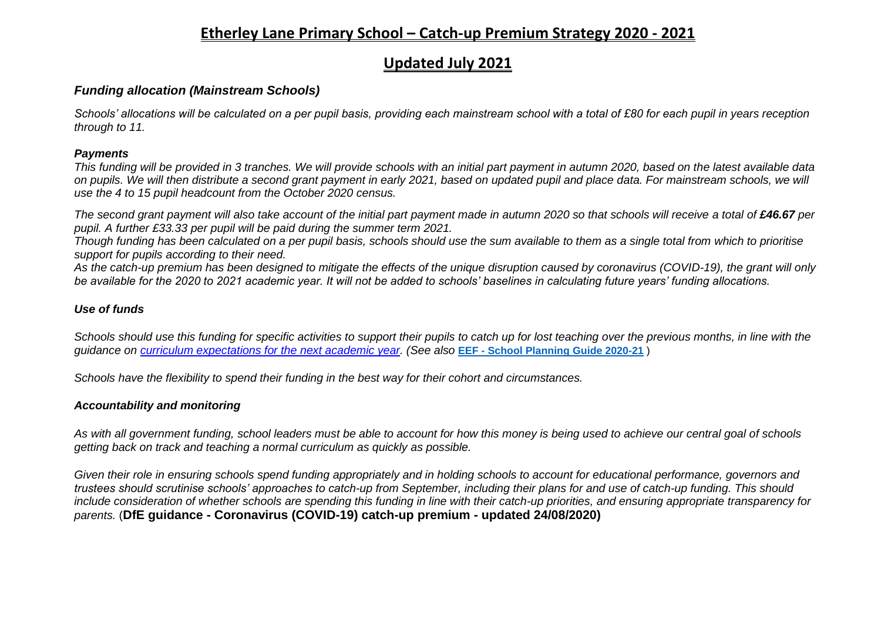# Etherley Lane Primary School – Catch-up Premium Strategy 2020 - 2021

## Updated July 2021

### *Funding allocation (Mainstream Schools)*

*Schools' allocations will be calculated on a per pupil basis, providing each mainstream school with a total of £80 for each pupil in years reception through to 11.*

#### *Payments*

*This funding will be provided in 3 tranches. We will provide schools with an initial part payment in autumn 2020, based on the latest available data on pupils. We will then distribute a second grant payment in early 2021, based on updated pupil and place data. For mainstream schools, we will use the 4 to 15 pupil headcount from the October 2020 census.*

*The second grant payment will also take account of the initial part payment made in autumn 2020 so that schools will receive a total of **£46.67** per pupil. A further £33.33 per pupil will be paid during the summer term 2021.*

*Though funding has been calculated on a per pupil basis, schools should use the sum available to them as a single total from which to prioritise support for pupils according to their need.*

*As the catch-up premium has been designed to mitigate the effects of the unique disruption caused by coronavirus (COVID-19), the grant will only be available for the 2020 to 2021 academic year. It will not be added to schools' baselines in calculating future years' funding allocations.*

#### *Use of funds*

*Schools should use this funding for specific activities to support their pupils to catch up for lost teaching over the previous months, in line with the guidance on curriculum expectations for the next academic year. (See also* **EEF - School Planning Guide 2020-21** *)*

*Schools have the flexibility to spend their funding in the best way for their cohort and circumstances.*

#### *Accountability and monitoring*

*As with all government funding, school leaders must be able to account for how this money is being used to achieve our central goal of schools getting back on track and teaching a normal curriculum as quickly as possible.*

*Given their role in ensuring schools spend funding appropriately and in holding schools to account for educational performance, governors and trustees should scrutinise schools' approaches to catch-up from September, including their plans for and use of catch-up funding. This should include consideration of whether schools are spending this funding in line with their catch-up priorities, and ensuring appropriate transparency for parents.* (**DfE guidance - Coronavirus (COVID-19) catch-up premium - updated 24/08/2020)**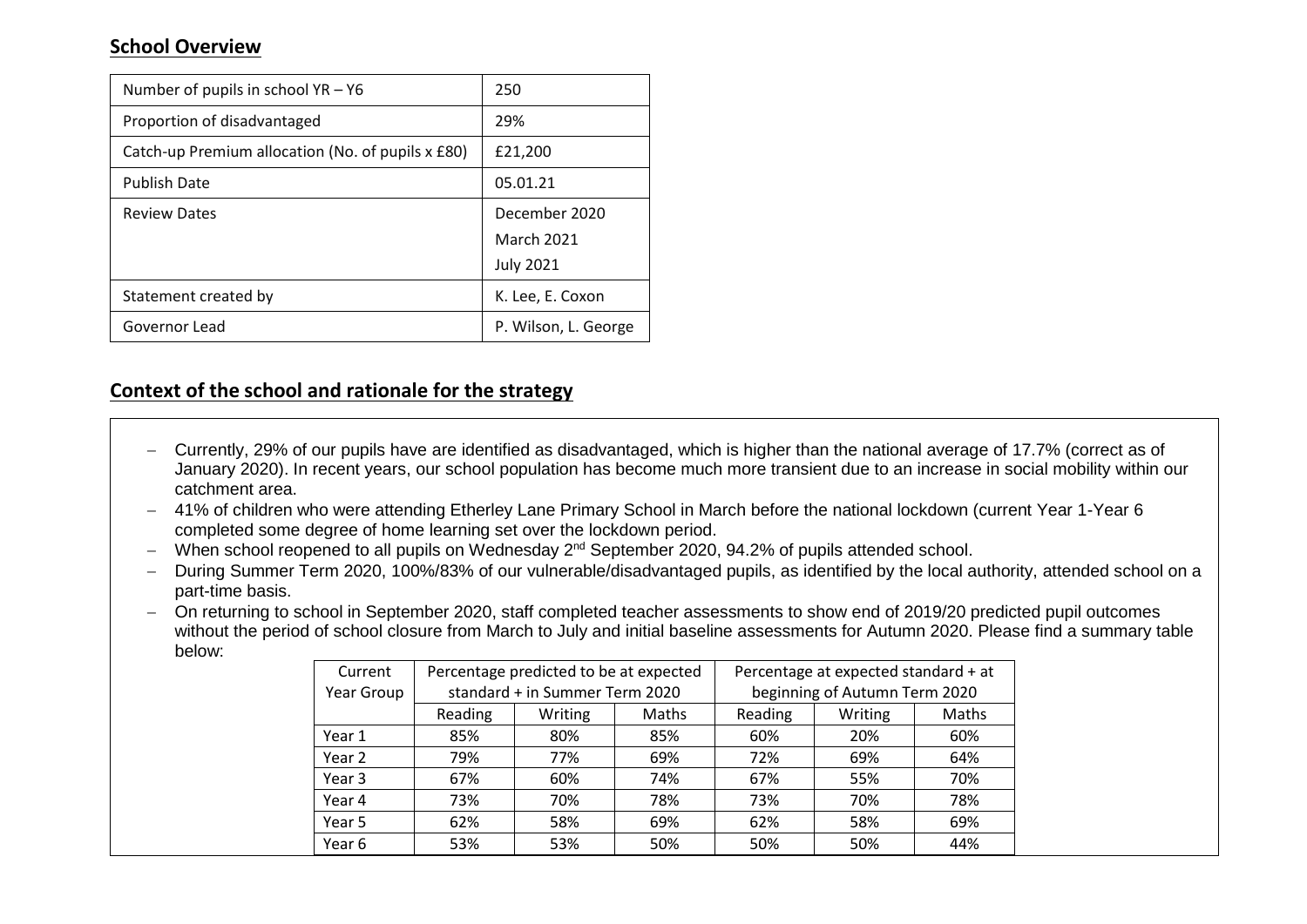## School Overview

| Number of pupils in school YR – Y6 | 250 |
|---|---|
| Proportion of disadvantaged | 29% |
| Catch-up Premium allocation (No. of pupils x £80) | £21,200 |
| Publish Date | 05.01.21 |
| Review Dates | December 2020<br>March 2021<br>July 2021 |
| Statement created by | K. Lee, E. Coxon |
| Governor Lead | P. Wilson, L. George |

## Context of the school and rationale for the strategy

- Currently, 29% of our pupils have are identified as disadvantaged, which is higher than the national average of 17.7% (correct as of January 2020). In recent years, our school population has become much more transient due to an increase in social mobility within our catchment area.
- 41% of children who were attending Etherley Lane Primary School in March before the national lockdown (current Year 1-Year 6 completed some degree of home learning set over the lockdown period.
- When school reopened to all pupils on Wednesday 2nd September 2020, 94.2% of pupils attended school.
- During Summer Term 2020, 100%/83% of our vulnerable/disadvantaged pupils, as identified by the local authority, attended school on a part-time basis.
- On returning to school in September 2020, staff completed teacher assessments to show end of 2019/20 predicted pupil outcomes without the period of school closure from March to July and initial baseline assessments for Autumn 2020. Please find a summary table below:

| Current Year Group | Percentage predicted to be at expected standard + in Summer Term 2020 | | | Percentage at expected standard + at beginning of Autumn Term 2020 | | |
|---|---|---|---|---|---|---|
| | Reading | Writing | Maths | Reading | Writing | Maths |
| Year 1 | 85% | 80% | 85% | 60% | 20% | 60% |
| Year 2 | 79% | 77% | 69% | 72% | 69% | 64% |
| Year 3 | 67% | 60% | 74% | 67% | 55% | 70% |
| Year 4 | 73% | 70% | 78% | 73% | 70% | 78% |
| Year 5 | 62% | 58% | 69% | 62% | 58% | 69% |
| Year 6 | 53% | 53% | 50% | 50% | 50% | 44% |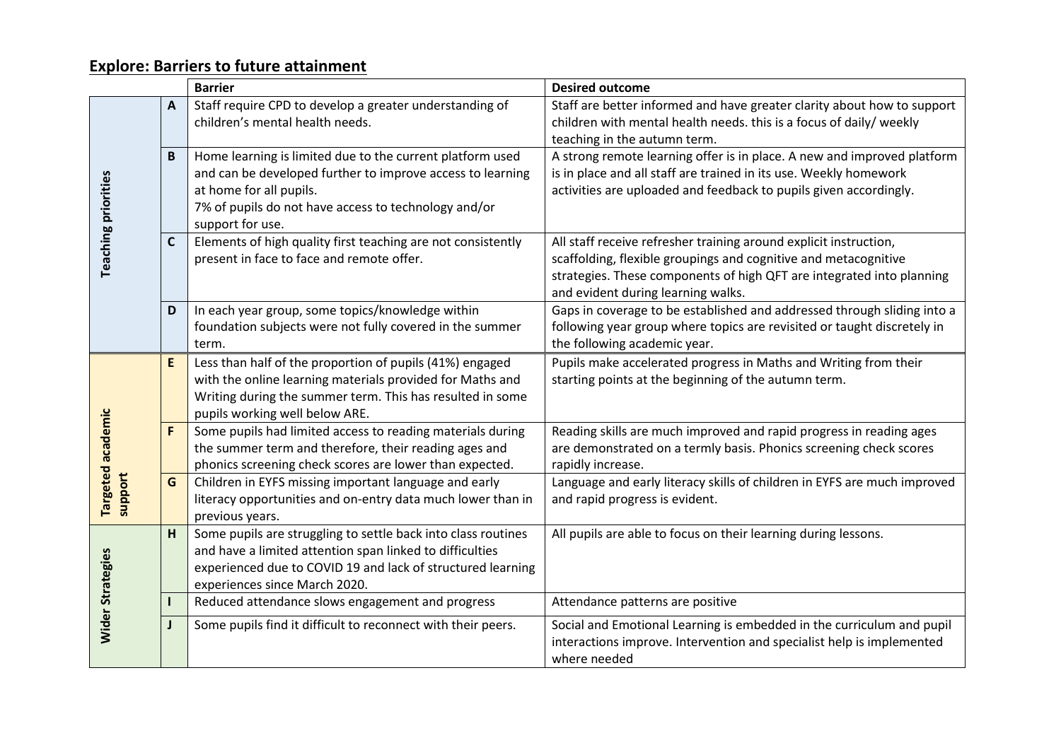## Explore: Barriers to future attainment

| | | Barrier | Desired outcome |
|---|---|---|---|
| Teaching priorities | A | Staff require CPD to develop a greater understanding of children's mental health needs. | Staff are better informed and have greater clarity about how to support children with mental health needs. this is a focus of daily/ weekly teaching in the autumn term. |
| | B | Home learning is limited due to the current platform used and can be developed further to improve access to learning at home for all pupils.<br>7% of pupils do not have access to technology and/or support for use. | A strong remote learning offer is in place. A new and improved platform is in place and all staff are trained in its use. Weekly homework activities are uploaded and feedback to pupils given accordingly. |
| | C | Elements of high quality first teaching are not consistently present in face to face and remote offer. | All staff receive refresher training around explicit instruction, scaffolding, flexible groupings and cognitive and metacognitive strategies. These components of high QFT are integrated into planning and evident during learning walks. |
| | D | In each year group, some topics/knowledge within foundation subjects were not fully covered in the summer term. | Gaps in coverage to be established and addressed through sliding into a following year group where topics are revisited or taught discretely in the following academic year. |
| Targeted academic support | E | Less than half of the proportion of pupils (41%) engaged with the online learning materials provided for Maths and Writing during the summer term. This has resulted in some pupils working well below ARE. | Pupils make accelerated progress in Maths and Writing from their starting points at the beginning of the autumn term. |
| | F | Some pupils had limited access to reading materials during the summer term and therefore, their reading ages and phonics screening check scores are lower than expected. | Reading skills are much improved and rapid progress in reading ages are demonstrated on a termly basis. Phonics screening check scores rapidly increase. |
| | G | Children in EYFS missing important language and early literacy opportunities and on-entry data much lower than in previous years. | Language and early literacy skills of children in EYFS are much improved and rapid progress is evident. |
| Wider Strategies | H | Some pupils are struggling to settle back into class routines and have a limited attention span linked to difficulties experienced due to COVID 19 and lack of structured learning experiences since March 2020. | All pupils are able to focus on their learning during lessons. |
| | I | Reduced attendance slows engagement and progress | Attendance patterns are positive |
| | J | Some pupils find it difficult to reconnect with their peers. | Social and Emotional Learning is embedded in the curriculum and pupil interactions improve. Intervention and specialist help is implemented where needed |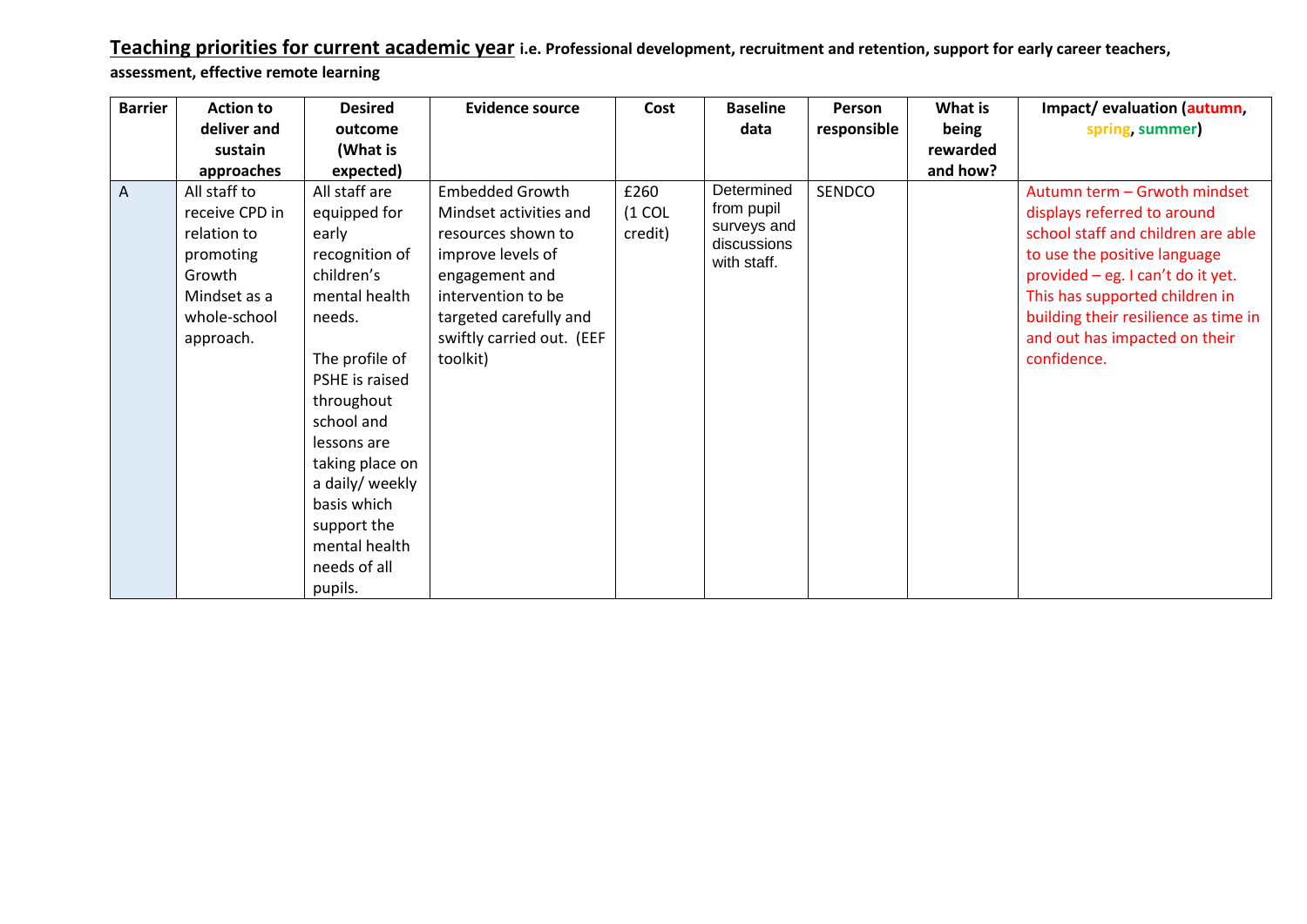**Teaching priorities for current academic year i.e. Professional development, recruitment and retention, support for early career teachers, assessment, effective remote learning**

| Barrier | Action to deliver and sustain approaches | Desired outcome (What is expected) | Evidence source | Cost | Baseline data | Person responsible | What is being rewarded and how? | Impact/ evaluation (autumn, spring, summer) |
|---|---|---|---|---|---|---|---|---|
| A | All staff to receive CPD in relation to promoting Growth Mindset as a whole-school approach. | All staff are equipped for early recognition of children's mental health needs.<br><br>The profile of PSHE is raised throughout school and lessons are taking place on a daily/ weekly basis which support the mental health needs of all pupils. | Embedded Growth Mindset activities and resources shown to improve levels of engagement and intervention to be targeted carefully and swiftly carried out. (EEF toolkit) | £260 (1 COL credit) | Determined from pupil surveys and discussions with staff. | SENDCO | | Autumn term – Grwoth mindset displays referred to around school staff and children are able to use the positive language provided – eg. I can't do it yet. This has supported children in building their resilience as time in and out has impacted on their confidence. |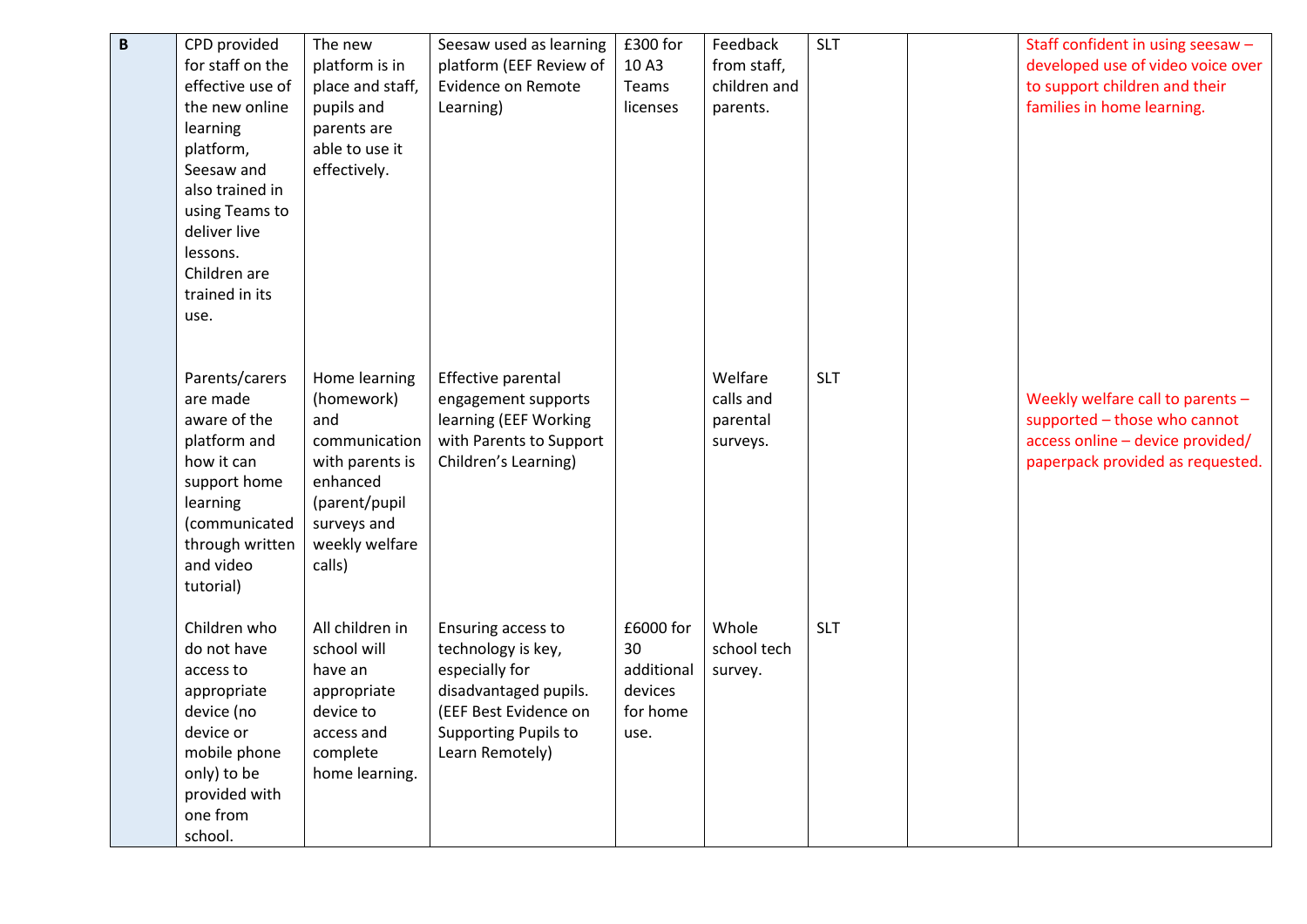| B | CPD provided for staff on the effective use of the new online learning platform, Seesaw and also trained in using Teams to deliver live lessons. Children are trained in its use. | The new platform is in place and staff, pupils and parents are able to use it effectively. | Seesaw used as learning platform (EEF Review of Evidence on Remote Learning) | £300 for 10 A3 Teams licenses | Feedback from staff, children and parents. | SLT | | Staff confident in using seesaw – developed use of video voice over to support children and their families in home learning. |
|---|---|---|---|---|---|---|---|---|
| | Parents/carers are made aware of the platform and how it can support home learning (communicated through written and video tutorial) | Home learning (homework) and communication with parents is enhanced (parent/pupil surveys and weekly welfare calls) | Effective parental engagement supports learning (EEF Working with Parents to Support Children's Learning) | | Welfare calls and parental surveys. | SLT | | Weekly welfare call to parents – supported – those who cannot access online – device provided/ paperpack provided as requested. |
| | Children who do not have access to appropriate device (no device or mobile phone only) to be provided with one from school. | All children in school will have an appropriate device to access and complete home learning. | Ensuring access to technology is key, especially for disadvantaged pupils. (EEF Best Evidence on Supporting Pupils to Learn Remotely) | £6000 for 30 additional devices for home use. | Whole school tech survey. | SLT | | |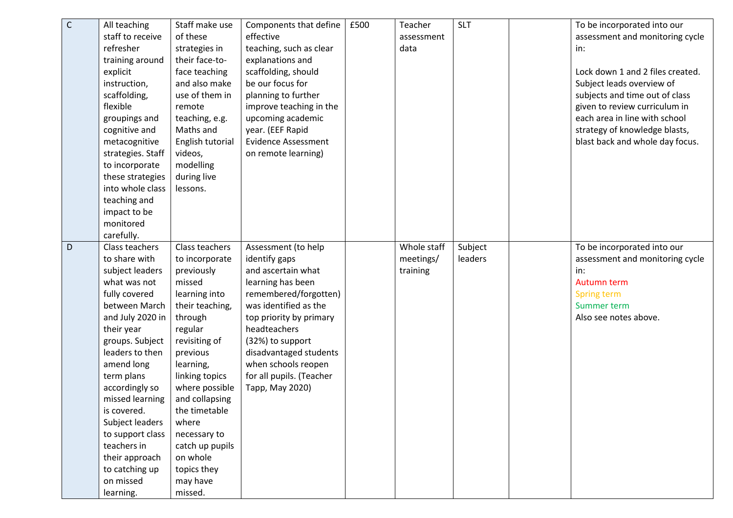| | | | | | | | | |
|---|---|---|---|---|---|---|---|---|
| C | All teaching staff to receive refresher training around explicit instruction, scaffolding, flexible groupings and cognitive and metacognitive strategies. Staff to incorporate these strategies into whole class teaching and impact to be monitored carefully. | Staff make use of these strategies in their face-to-face teaching and also make use of them in remote teaching, e.g. Maths and English tutorial videos, modelling during live lessons. | Components that define effective teaching, such as clear explanations and scaffolding, should be our focus for planning to further improve teaching in the upcoming academic year. (EEF Rapid Evidence Assessment on remote learning) | £500 | Teacher assessment data | SLT | | To be incorporated into our assessment and monitoring cycle in:<br><br>Lock down 1 and 2 files created. Subject leads overview of subjects and time out of class given to review curriculum in each area in line with school strategy of knowledge blasts, blast back and whole day focus. |
| D | Class teachers to share with subject leaders what was not fully covered between March and July 2020 in their year groups. Subject leaders to then amend long term plans accordingly so missed learning is covered. Subject leaders to support class teachers in their approach to catching up on missed learning. | Class teachers to incorporate previously missed learning into their teaching, through regular revisiting of previous learning, linking topics where possible and collapsing the timetable where necessary to catch up pupils on whole topics they may have missed. | Assessment (to help identify gaps and ascertain what learning has been remembered/forgotten) was identified as the top priority by primary headteachers (32%) to support disadvantaged students when schools reopen for all pupils. (Teacher Tapp, May 2020) | | Whole staff meetings/ training | Subject leaders | | To be incorporated into our assessment and monitoring cycle in:<br>Autumn term<br>Spring term<br>Summer term<br>Also see notes above. |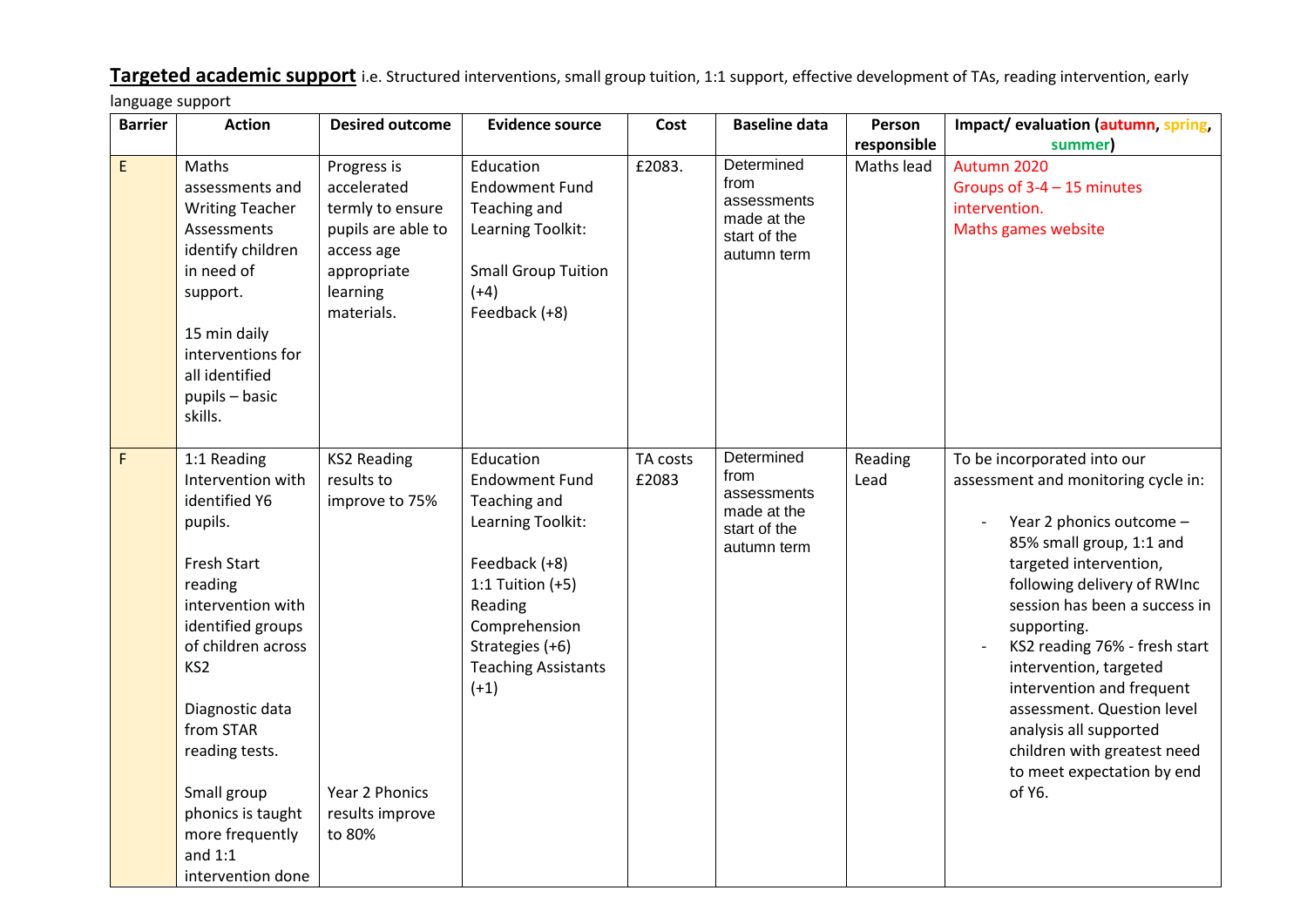**Targeted academic support** i.e. Structured interventions, small group tuition, 1:1 support, effective development of TAs, reading intervention, early language support

| Barrier | Action | Desired outcome | Evidence source | Cost | Baseline data | Person responsible | Impact/ evaluation (autumn, spring, summer) |
|---|---|---|---|---|---|---|---|
| E | Maths assessments and Writing Teacher Assessments identify children in need of support.<br><br>15 min daily interventions for all identified pupils – basic skills. | Progress is accelerated termly to ensure pupils are able to access age appropriate learning materials. | Education Endowment Fund Teaching and Learning Toolkit:<br><br>Small Group Tuition (+4)<br>Feedback (+8) | £2083. | Determined from assessments made at the start of the autumn term | Maths lead | Autumn 2020<br>Groups of 3-4 – 15 minutes intervention.<br>Maths games website |
| F | 1:1 Reading Intervention with identified Y6 pupils.<br><br>Fresh Start reading intervention with identified groups of children across KS2<br><br>Diagnostic data from STAR reading tests.<br><br>Small group phonics is taught more frequently and 1:1 intervention done | KS2 Reading results to improve to 75%<br><br>Year 2 Phonics results improve to 80% | Education Endowment Fund Teaching and Learning Toolkit:<br><br>Feedback (+8)<br>1:1 Tuition (+5)<br>Reading Comprehension Strategies (+6)<br>Teaching Assistants (+1) | TA costs £2083 | Determined from assessments made at the start of the autumn term | Reading Lead | To be incorporated into our assessment and monitoring cycle in:<br><br>- Year 2 phonics outcome – 85% small group, 1:1 and targeted intervention, following delivery of RWInc session has been a success in supporting.<br>- KS2 reading 76% - fresh start intervention, targeted intervention and frequent assessment. Question level analysis all supported children with greatest need to meet expectation by end of Y6. |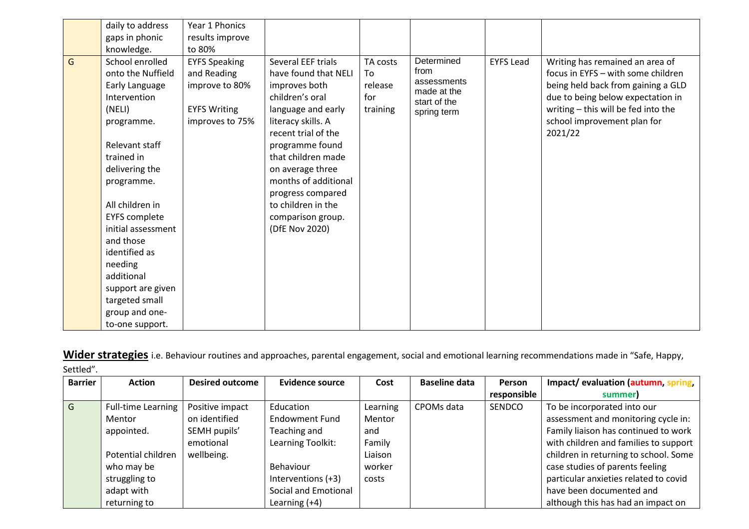| | | | | | | | |
|---|---|---|---|---|---|---|---|
| | daily to address gaps in phonic knowledge. | Year 1 Phonics results improve to 80% | | | | | |
| G | School enrolled onto the Nuffield Early Language Intervention (NELI) programme.<br><br>Relevant staff trained in delivering the programme.<br><br>All children in EYFS complete initial assessment and those identified as needing additional support are given targeted small group and one-to-one support. | EYFS Speaking and Reading improve to 80%<br><br>EYFS Writing improves to 75% | Several EEF trials have found that NELI improves both children's oral language and early literacy skills. A recent trial of the programme found that children made on average three months of additional progress compared to children in the comparison group. (DfE Nov 2020) | TA costs To release for training | Determined from assessments made at the start of the spring term | EYFS Lead | Writing has remained an area of focus in EYFS – with some children being held back from gaining a GLD due to being below expectation in writing – this will be fed into the school improvement plan for 2021/22 |

**Wider strategies** i.e. Behaviour routines and approaches, parental engagement, social and emotional learning recommendations made in "Safe, Happy, Settled".

| Barrier | Action | Desired outcome | Evidence source | Cost | Baseline data | Person responsible | Impact/ evaluation (autumn, spring, summer) |
|---|---|---|---|---|---|---|---|
| G | Full-time Learning Mentor appointed.<br><br>Potential children who may be struggling to adapt with returning to | Positive impact on identified SEMH pupils' emotional wellbeing. | Education Endowment Fund Teaching and Learning Toolkit:<br><br>Behaviour Interventions (+3)<br>Social and Emotional Learning (+4) | Learning Mentor and Family Liaison worker costs | CPOMs data | SENDCO | To be incorporated into our assessment and monitoring cycle in: Family liaison has continued to work with children and families to support children in returning to school. Some case studies of parents feeling particular anxieties related to covid have been documented and although this has had an impact on |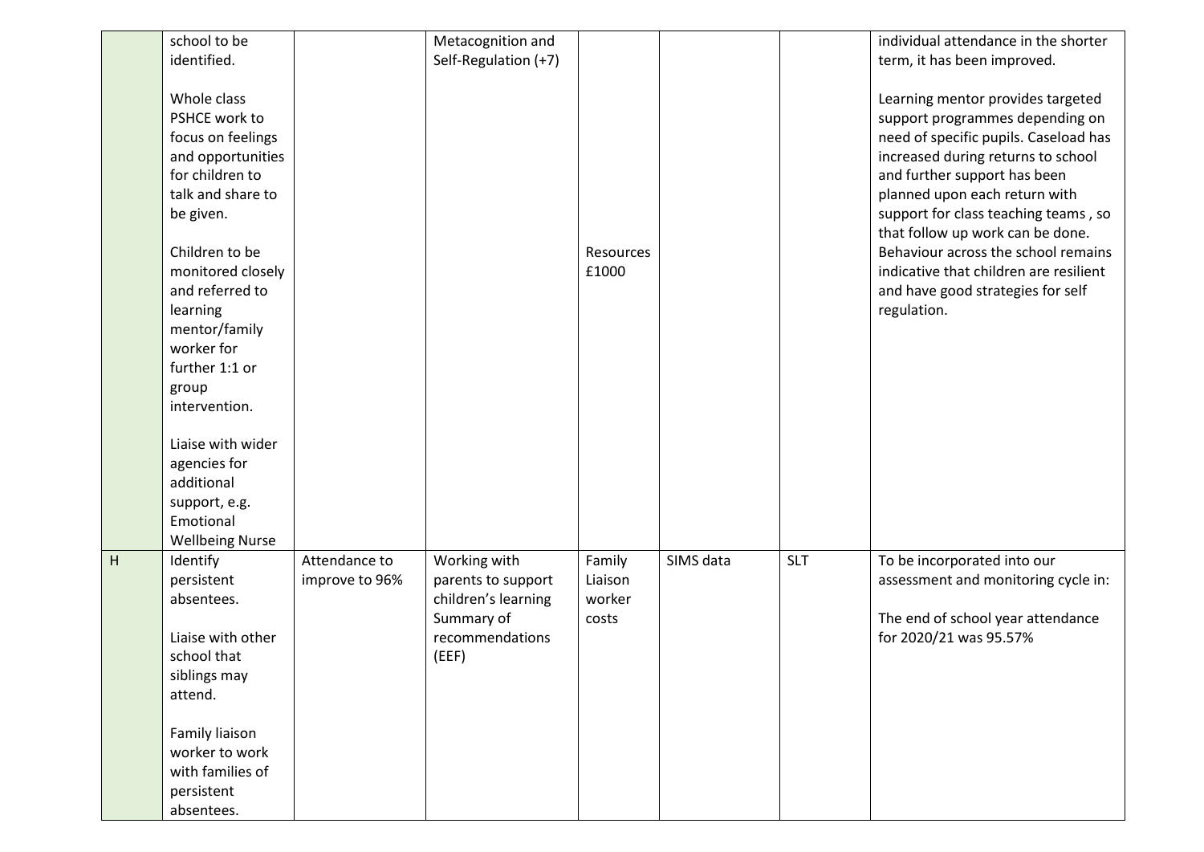| | | | | | | | |
|---|---|---|---|---|---|---|---|
| | school to be identified.<br><br>Whole class PSHCE work to focus on feelings and opportunities for children to talk and share to be given.<br><br>Children to be monitored closely and referred to learning mentor/family worker for further 1:1 or group intervention.<br><br>Liaise with wider agencies for additional support, e.g. Emotional Wellbeing Nurse | | Metacognition and Self-Regulation (+7) | Resources £1000 | | | individual attendance in the shorter term, it has been improved.<br><br>Learning mentor provides targeted support programmes depending on need of specific pupils. Caseload has increased during returns to school and further support has been planned upon each return with support for class teaching teams , so that follow up work can be done. Behaviour across the school remains indicative that children are resilient and have good strategies for self regulation. |
| H | Identify persistent absentees.<br><br>Liaise with other school that siblings may attend.<br><br>Family liaison worker to work with families of persistent absentees. | Attendance to improve to 96% | Working with parents to support children's learning Summary of recommendations (EEF) | Family Liaison worker costs | SIMS data | SLT | To be incorporated into our assessment and monitoring cycle in:<br><br>The end of school year attendance for 2020/21 was 95.57% |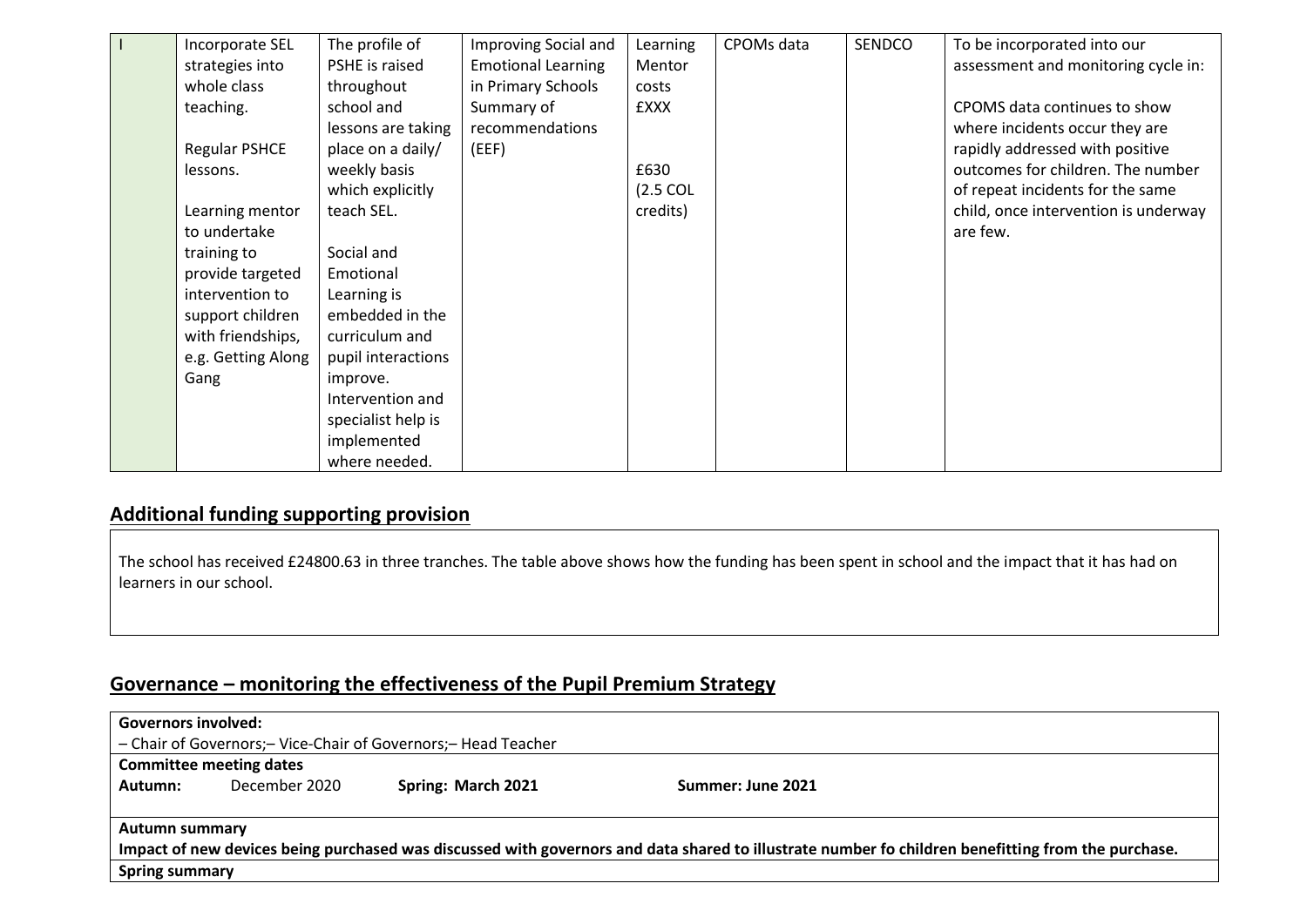| I | Incorporate SEL strategies into whole class teaching.<br><br>Regular PSHCE lessons.<br><br>Learning mentor to undertake training to provide targeted intervention to support children with friendships, e.g. Getting Along Gang | The profile of PSHE is raised throughout school and lessons are taking place on a daily/ weekly basis which explicitly teach SEL.<br><br>Social and Emotional Learning is embedded in the curriculum and pupil interactions improve. Intervention and specialist help is implemented where needed. | Improving Social and Emotional Learning in Primary Schools Summary of recommendations (EEF) | Learning Mentor costs £XXX<br><br>£630 (2.5 COL credits) | CPOMs data | SENDCO | To be incorporated into our assessment and monitoring cycle in:<br><br>CPOMS data continues to show where incidents occur they are rapidly addressed with positive outcomes for children. The number of repeat incidents for the same child, once intervention is underway are few. |
|---|---|---|---|---|---|---|---|

## Additional funding supporting provision

The school has received £24800.63 in three tranches. The table above shows how the funding has been spent in school and the impact that it has had on learners in our school.

## Governance – monitoring the effectiveness of the Pupil Premium Strategy

**Governors involved:**
– Chair of Governors;– Vice-Chair of Governors;– Head Teacher

**Committee meeting dates**

**Autumn:** December 2020 **Spring: March 2021** **Summer: June 2021**

**Autumn summary**

**Impact of new devices being purchased was discussed with governors and data shared to illustrate number fo children benefitting from the purchase.**

**Spring summary**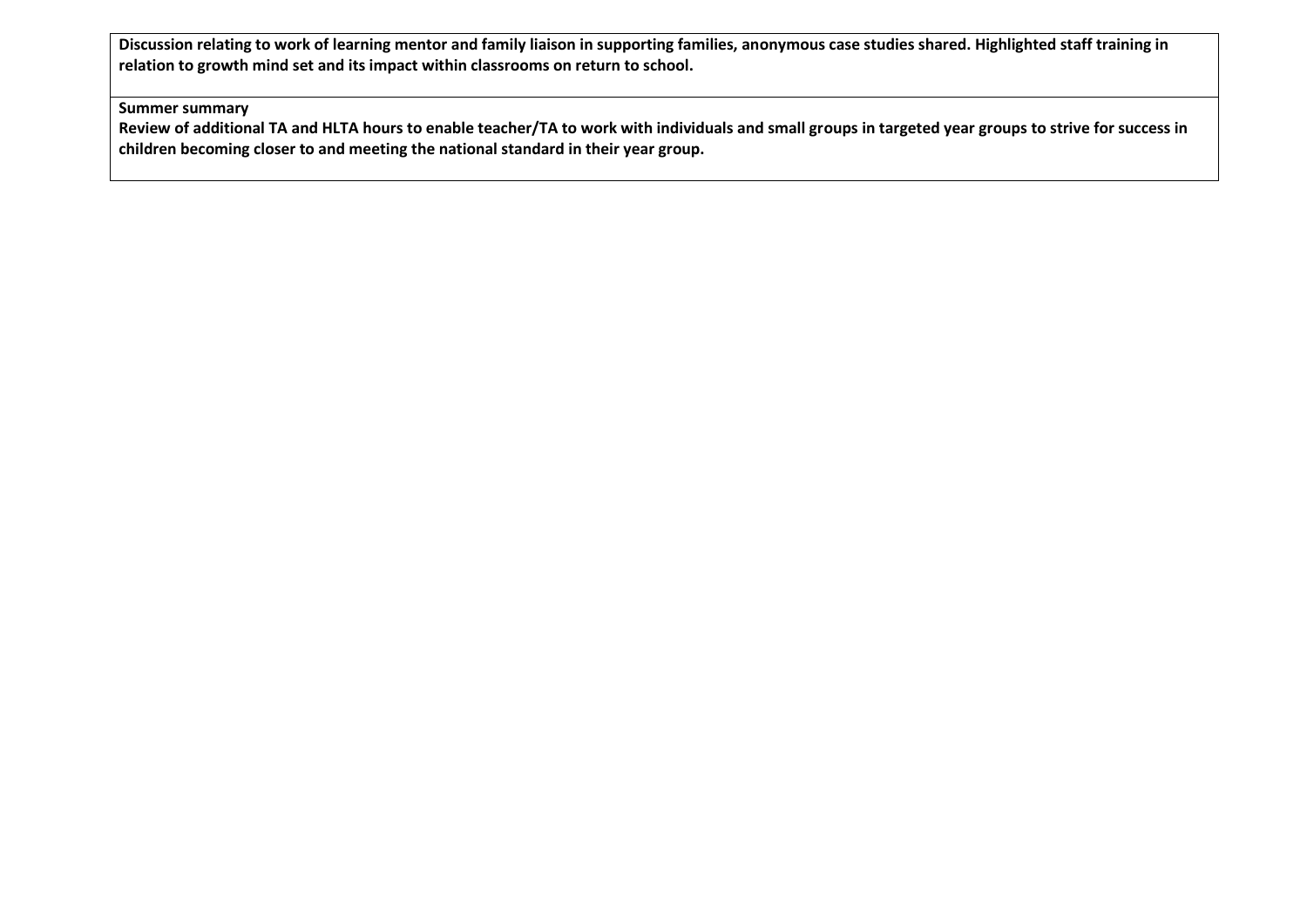| |
|---|
| **Discussion relating to work of learning mentor and family liaison in supporting families, anonymous case studies shared. Highlighted staff training in relation to growth mind set and its impact within classrooms on return to school.** |
| **Summer summary**<br>**Review of additional TA and HLTA hours to enable teacher/TA to work with individuals and small groups in targeted year groups to strive for success in children becoming closer to and meeting the national standard in their year group.** |